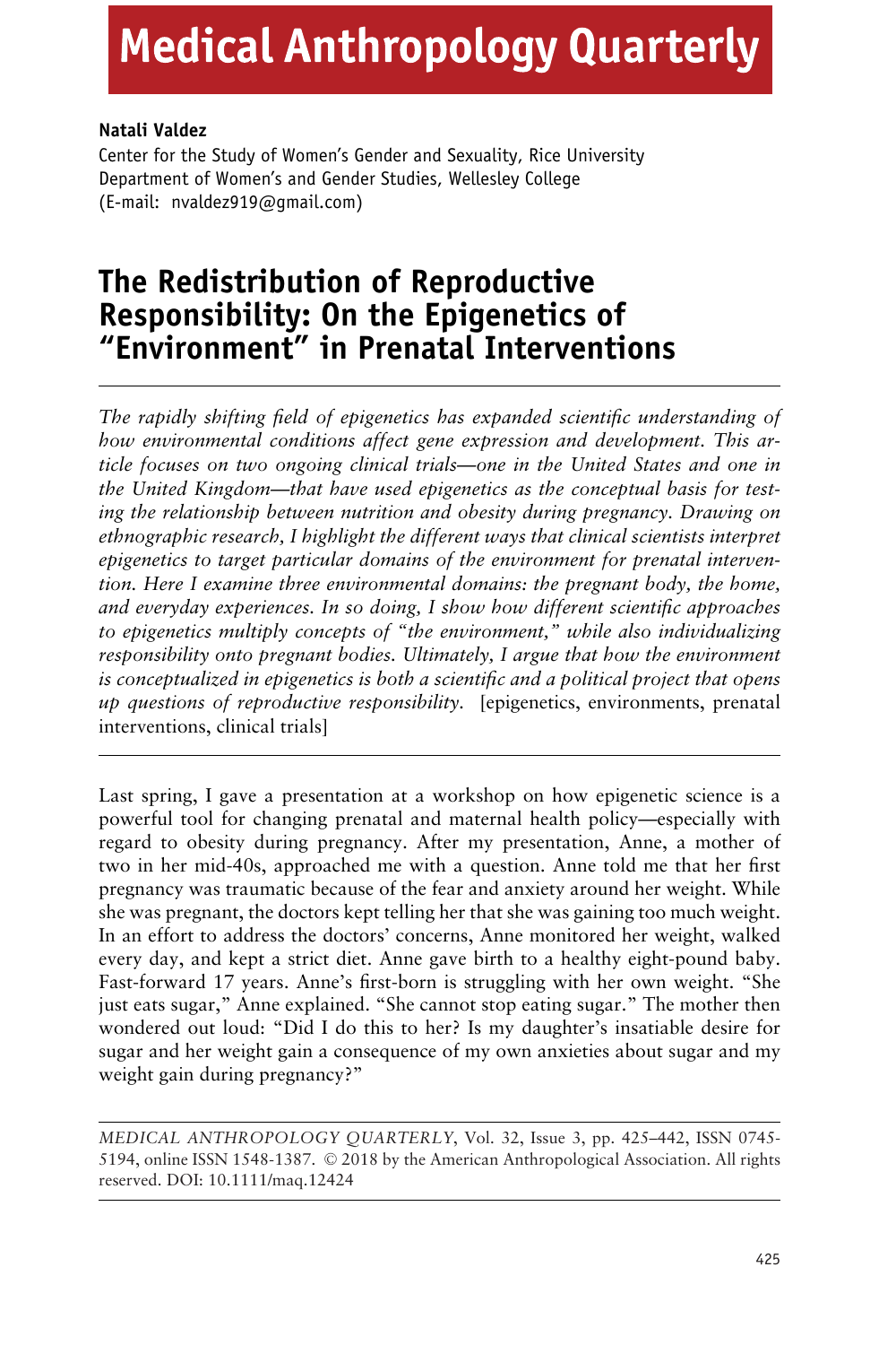# Medical Anthropology Quarterly

**Natali Valdez**
Center for the Study of Women's Gender and Sexuality, Rice University
Department of Women's and Gender Studies, Wellesley College
(E-mail: nvaldez919@gmail.com)

## The Redistribution of Reproductive Responsibility: On the Epigenetics of "Environment" in Prenatal Interventions

*The rapidly shifting field of epigenetics has expanded scientific understanding of how environmental conditions affect gene expression and development. This article focuses on two ongoing clinical trials—one in the United States and one in the United Kingdom—that have used epigenetics as the conceptual basis for testing the relationship between nutrition and obesity during pregnancy. Drawing on ethnographic research, I highlight the different ways that clinical scientists interpret epigenetics to target particular domains of the environment for prenatal intervention. Here I examine three environmental domains: the pregnant body, the home, and everyday experiences. In so doing, I show how different scientific approaches to epigenetics multiply concepts of "the environment," while also individualizing responsibility onto pregnant bodies. Ultimately, I argue that how the environment is conceptualized in epigenetics is both a scientific and a political project that opens up questions of reproductive responsibility.* [epigenetics, environments, prenatal interventions, clinical trials]

---

Last spring, I gave a presentation at a workshop on how epigenetic science is a powerful tool for changing prenatal and maternal health policy—especially with regard to obesity during pregnancy. After my presentation, Anne, a mother of two in her mid-40s, approached me with a question. Anne told me that her first pregnancy was traumatic because of the fear and anxiety around her weight. While she was pregnant, the doctors kept telling her that she was gaining too much weight. In an effort to address the doctors' concerns, Anne monitored her weight, walked every day, and kept a strict diet. Anne gave birth to a healthy eight-pound baby. Fast-forward 17 years. Anne's first-born is struggling with her own weight. "She just eats sugar," Anne explained. "She cannot stop eating sugar." The mother then wondered out loud: "Did I do this to her? Is my daughter's insatiable desire for sugar and her weight gain a consequence of my own anxieties about sugar and my weight gain during pregnancy?"

---

*MEDICAL ANTHROPOLOGY QUARTERLY*, Vol. 32, Issue 3, pp. 425–442, ISSN 0745-5194, online ISSN 1548-1387. © 2018 by the American Anthropological Association. All rights reserved. DOI: 10.1111/maq.12424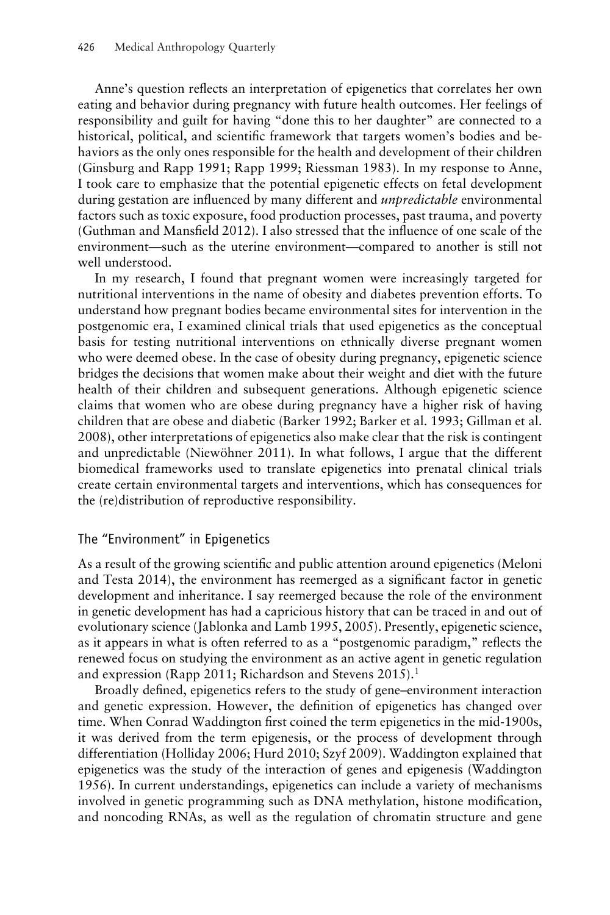Anne's question reflects an interpretation of epigenetics that correlates her own eating and behavior during pregnancy with future health outcomes. Her feelings of responsibility and guilt for having "done this to her daughter" are connected to a historical, political, and scientific framework that targets women's bodies and behaviors as the only ones responsible for the health and development of their children (Ginsburg and Rapp 1991; Rapp 1999; Riessman 1983). In my response to Anne, I took care to emphasize that the potential epigenetic effects on fetal development during gestation are influenced by many different and *unpredictable* environmental factors such as toxic exposure, food production processes, past trauma, and poverty (Guthman and Mansfield 2012). I also stressed that the influence of one scale of the environment—such as the uterine environment—compared to another is still not well understood.

In my research, I found that pregnant women were increasingly targeted for nutritional interventions in the name of obesity and diabetes prevention efforts. To understand how pregnant bodies became environmental sites for intervention in the postgenomic era, I examined clinical trials that used epigenetics as the conceptual basis for testing nutritional interventions on ethnically diverse pregnant women who were deemed obese. In the case of obesity during pregnancy, epigenetic science bridges the decisions that women make about their weight and diet with the future health of their children and subsequent generations. Although epigenetic science claims that women who are obese during pregnancy have a higher risk of having children that are obese and diabetic (Barker 1992; Barker et al. 1993; Gillman et al. 2008), other interpretations of epigenetics also make clear that the risk is contingent and unpredictable (Niewöhner 2011). In what follows, I argue that the different biomedical frameworks used to translate epigenetics into prenatal clinical trials create certain environmental targets and interventions, which has consequences for the (re)distribution of reproductive responsibility.

## The "Environment" in Epigenetics

As a result of the growing scientific and public attention around epigenetics (Meloni and Testa 2014), the environment has reemerged as a significant factor in genetic development and inheritance. I say reemerged because the role of the environment in genetic development has had a capricious history that can be traced in and out of evolutionary science (Jablonka and Lamb 1995, 2005). Presently, epigenetic science, as it appears in what is often referred to as a "postgenomic paradigm," reflects the renewed focus on studying the environment as an active agent in genetic regulation and expression (Rapp 2011; Richardson and Stevens 2015).[1]

Broadly defined, epigenetics refers to the study of gene–environment interaction and genetic expression. However, the definition of epigenetics has changed over time. When Conrad Waddington first coined the term epigenetics in the mid-1900s, it was derived from the term epigenesis, or the process of development through differentiation (Holliday 2006; Hurd 2010; Szyf 2009). Waddington explained that epigenetics was the study of the interaction of genes and epigenesis (Waddington 1956). In current understandings, epigenetics can include a variety of mechanisms involved in genetic programming such as DNA methylation, histone modification, and noncoding RNAs, as well as the regulation of chromatin structure and gene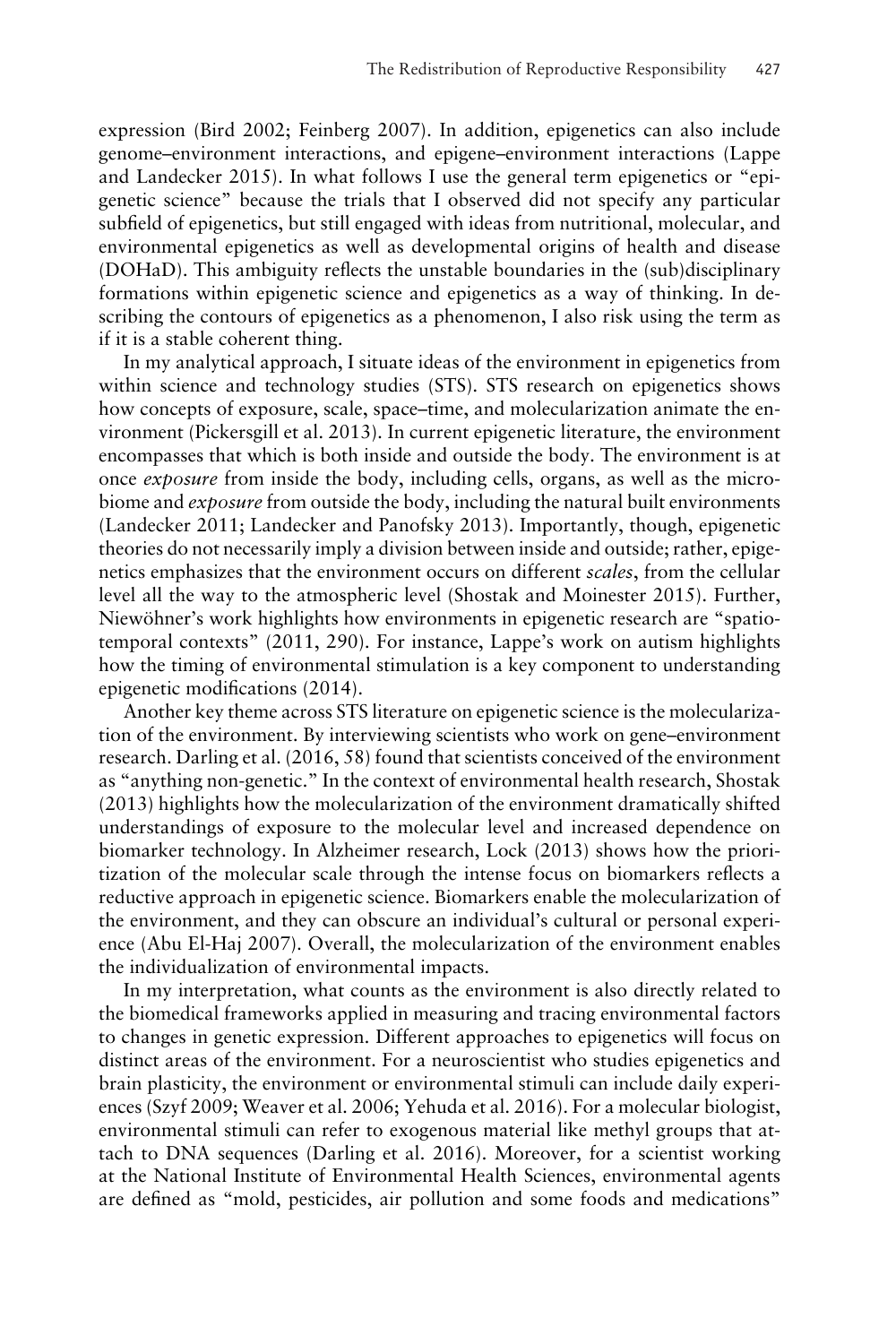expression (Bird 2002; Feinberg 2007). In addition, epigenetics can also include genome–environment interactions, and epigene–environment interactions (Lappe and Landecker 2015). In what follows I use the general term epigenetics or "epigenetic science" because the trials that I observed did not specify any particular subfield of epigenetics, but still engaged with ideas from nutritional, molecular, and environmental epigenetics as well as developmental origins of health and disease (DOHaD). This ambiguity reflects the unstable boundaries in the (sub)disciplinary formations within epigenetic science and epigenetics as a way of thinking. In describing the contours of epigenetics as a phenomenon, I also risk using the term as if it is a stable coherent thing.

In my analytical approach, I situate ideas of the environment in epigenetics from within science and technology studies (STS). STS research on epigenetics shows how concepts of exposure, scale, space–time, and molecularization animate the environment (Pickersgill et al. 2013). In current epigenetic literature, the environment encompasses that which is both inside and outside the body. The environment is at once *exposure* from inside the body, including cells, organs, as well as the microbiome and *exposure* from outside the body, including the natural built environments (Landecker 2011; Landecker and Panofsky 2013). Importantly, though, epigenetic theories do not necessarily imply a division between inside and outside; rather, epigenetics emphasizes that the environment occurs on different *scales*, from the cellular level all the way to the atmospheric level (Shostak and Moinester 2015). Further, Niewöhner's work highlights how environments in epigenetic research are "spatiotemporal contexts" (2011, 290). For instance, Lappe's work on autism highlights how the timing of environmental stimulation is a key component to understanding epigenetic modifications (2014).

Another key theme across STS literature on epigenetic science is the molecularization of the environment. By interviewing scientists who work on gene–environment research. Darling et al. (2016, 58) found that scientists conceived of the environment as "anything non-genetic." In the context of environmental health research, Shostak (2013) highlights how the molecularization of the environment dramatically shifted understandings of exposure to the molecular level and increased dependence on biomarker technology. In Alzheimer research, Lock (2013) shows how the prioritization of the molecular scale through the intense focus on biomarkers reflects a reductive approach in epigenetic science. Biomarkers enable the molecularization of the environment, and they can obscure an individual's cultural or personal experience (Abu El-Haj 2007). Overall, the molecularization of the environment enables the individualization of environmental impacts.

In my interpretation, what counts as the environment is also directly related to the biomedical frameworks applied in measuring and tracing environmental factors to changes in genetic expression. Different approaches to epigenetics will focus on distinct areas of the environment. For a neuroscientist who studies epigenetics and brain plasticity, the environment or environmental stimuli can include daily experiences (Szyf 2009; Weaver et al. 2006; Yehuda et al. 2016). For a molecular biologist, environmental stimuli can refer to exogenous material like methyl groups that attach to DNA sequences (Darling et al. 2016). Moreover, for a scientist working at the National Institute of Environmental Health Sciences, environmental agents are defined as "mold, pesticides, air pollution and some foods and medications"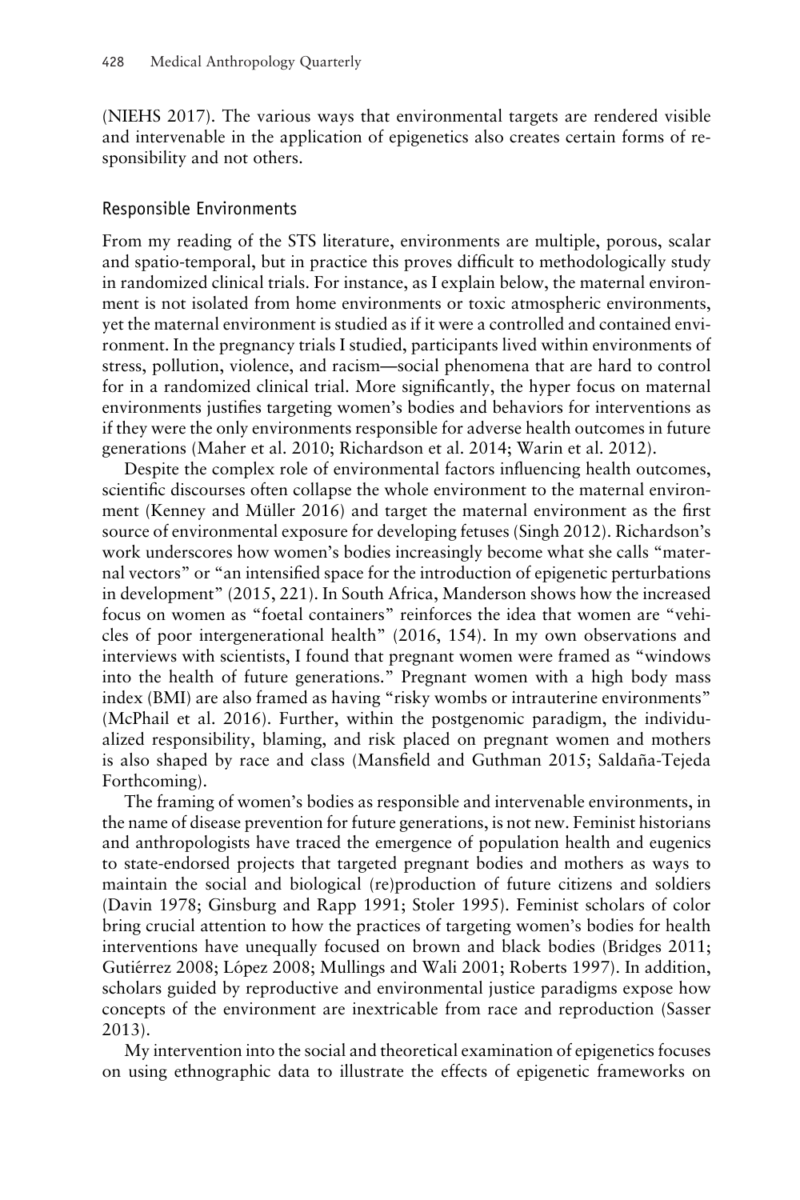(NIEHS 2017). The various ways that environmental targets are rendered visible and intervenable in the application of epigenetics also creates certain forms of responsibility and not others.

## Responsible Environments

From my reading of the STS literature, environments are multiple, porous, scalar and spatio-temporal, but in practice this proves difficult to methodologically study in randomized clinical trials. For instance, as I explain below, the maternal environment is not isolated from home environments or toxic atmospheric environments, yet the maternal environment is studied as if it were a controlled and contained environment. In the pregnancy trials I studied, participants lived within environments of stress, pollution, violence, and racism—social phenomena that are hard to control for in a randomized clinical trial. More significantly, the hyper focus on maternal environments justifies targeting women's bodies and behaviors for interventions as if they were the only environments responsible for adverse health outcomes in future generations (Maher et al. 2010; Richardson et al. 2014; Warin et al. 2012).

Despite the complex role of environmental factors influencing health outcomes, scientific discourses often collapse the whole environment to the maternal environment (Kenney and Müller 2016) and target the maternal environment as the first source of environmental exposure for developing fetuses (Singh 2012). Richardson's work underscores how women's bodies increasingly become what she calls "maternal vectors" or "an intensified space for the introduction of epigenetic perturbations in development" (2015, 221). In South Africa, Manderson shows how the increased focus on women as "foetal containers" reinforces the idea that women are "vehicles of poor intergenerational health" (2016, 154). In my own observations and interviews with scientists, I found that pregnant women were framed as "windows into the health of future generations." Pregnant women with a high body mass index (BMI) are also framed as having "risky wombs or intrauterine environments" (McPhail et al. 2016). Further, within the postgenomic paradigm, the individualized responsibility, blaming, and risk placed on pregnant women and mothers is also shaped by race and class (Mansfield and Guthman 2015; Saldaña-Tejeda Forthcoming).

The framing of women's bodies as responsible and intervenable environments, in the name of disease prevention for future generations, is not new. Feminist historians and anthropologists have traced the emergence of population health and eugenics to state-endorsed projects that targeted pregnant bodies and mothers as ways to maintain the social and biological (re)production of future citizens and soldiers (Davin 1978; Ginsburg and Rapp 1991; Stoler 1995). Feminist scholars of color bring crucial attention to how the practices of targeting women's bodies for health interventions have unequally focused on brown and black bodies (Bridges 2011; Gutiérrez 2008; López 2008; Mullings and Wali 2001; Roberts 1997). In addition, scholars guided by reproductive and environmental justice paradigms expose how concepts of the environment are inextricable from race and reproduction (Sasser 2013).

My intervention into the social and theoretical examination of epigenetics focuses on using ethnographic data to illustrate the effects of epigenetic frameworks on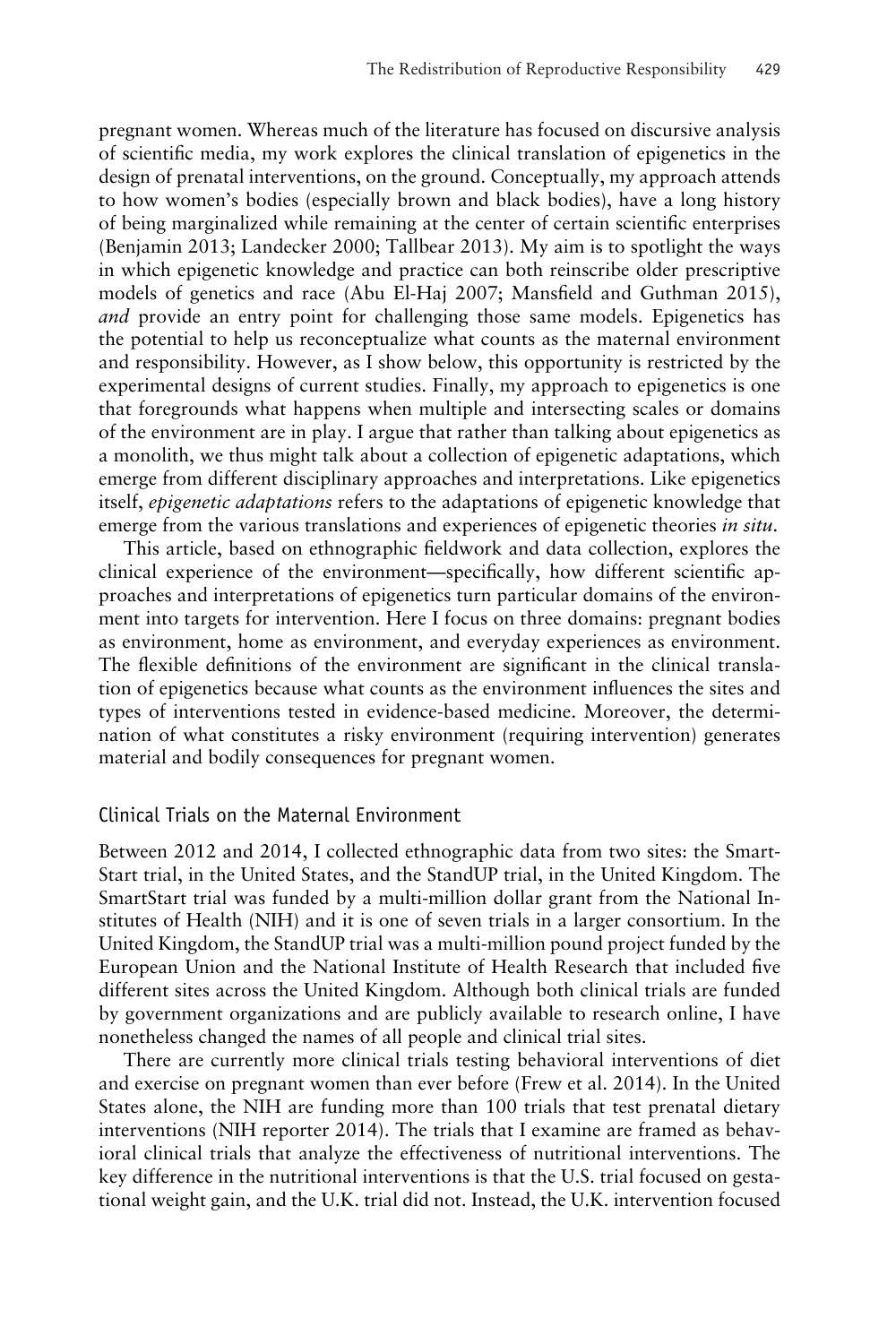pregnant women. Whereas much of the literature has focused on discursive analysis of scientific media, my work explores the clinical translation of epigenetics in the design of prenatal interventions, on the ground. Conceptually, my approach attends to how women's bodies (especially brown and black bodies), have a long history of being marginalized while remaining at the center of certain scientific enterprises (Benjamin 2013; Landecker 2000; Tallbear 2013). My aim is to spotlight the ways in which epigenetic knowledge and practice can both reinscribe older prescriptive models of genetics and race (Abu El-Haj 2007; Mansfield and Guthman 2015), *and* provide an entry point for challenging those same models. Epigenetics has the potential to help us reconceptualize what counts as the maternal environment and responsibility. However, as I show below, this opportunity is restricted by the experimental designs of current studies. Finally, my approach to epigenetics is one that foregrounds what happens when multiple and intersecting scales or domains of the environment are in play. I argue that rather than talking about epigenetics as a monolith, we thus might talk about a collection of epigenetic adaptations, which emerge from different disciplinary approaches and interpretations. Like epigenetics itself, *epigenetic adaptations* refers to the adaptations of epigenetic knowledge that emerge from the various translations and experiences of epigenetic theories *in situ*.

This article, based on ethnographic fieldwork and data collection, explores the clinical experience of the environment—specifically, how different scientific approaches and interpretations of epigenetics turn particular domains of the environment into targets for intervention. Here I focus on three domains: pregnant bodies as environment, home as environment, and everyday experiences as environment. The flexible definitions of the environment are significant in the clinical translation of epigenetics because what counts as the environment influences the sites and types of interventions tested in evidence-based medicine. Moreover, the determination of what constitutes a risky environment (requiring intervention) generates material and bodily consequences for pregnant women.

## Clinical Trials on the Maternal Environment

Between 2012 and 2014, I collected ethnographic data from two sites: the SmartStart trial, in the United States, and the StandUP trial, in the United Kingdom. The SmartStart trial was funded by a multi-million dollar grant from the National Institutes of Health (NIH) and it is one of seven trials in a larger consortium. In the United Kingdom, the StandUP trial was a multi-million pound project funded by the European Union and the National Institute of Health Research that included five different sites across the United Kingdom. Although both clinical trials are funded by government organizations and are publicly available to research online, I have nonetheless changed the names of all people and clinical trial sites.

There are currently more clinical trials testing behavioral interventions of diet and exercise on pregnant women than ever before (Frew et al. 2014). In the United States alone, the NIH are funding more than 100 trials that test prenatal dietary interventions (NIH reporter 2014). The trials that I examine are framed as behavioral clinical trials that analyze the effectiveness of nutritional interventions. The key difference in the nutritional interventions is that the U.S. trial focused on gestational weight gain, and the U.K. trial did not. Instead, the U.K. intervention focused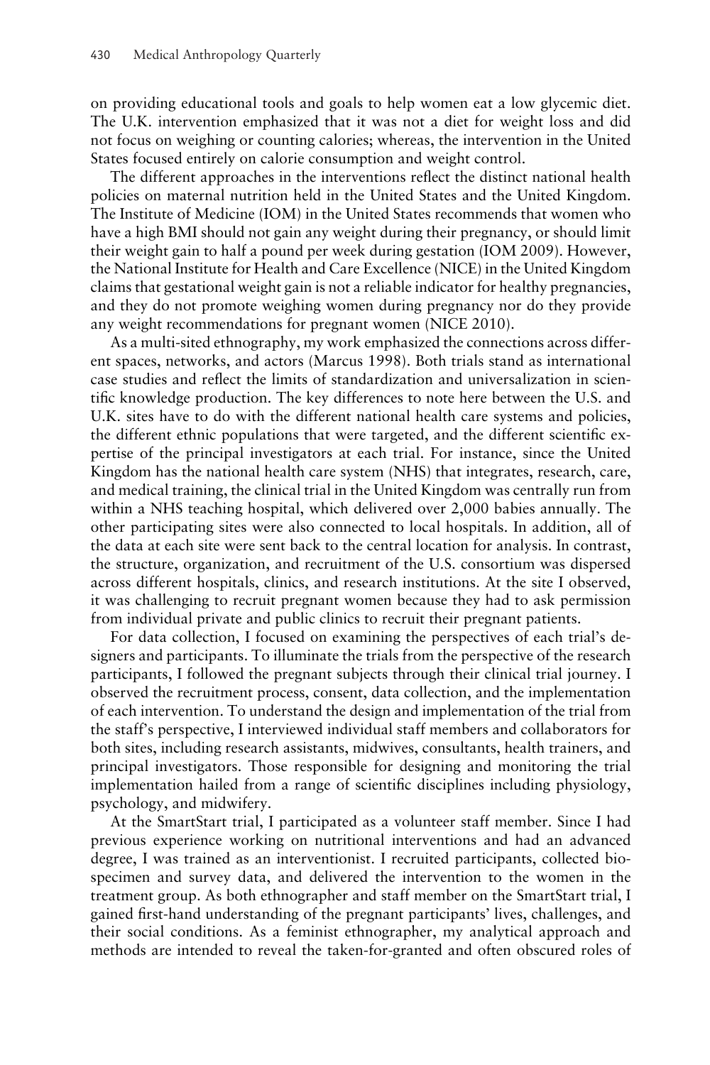on providing educational tools and goals to help women eat a low glycemic diet. The U.K. intervention emphasized that it was not a diet for weight loss and did not focus on weighing or counting calories; whereas, the intervention in the United States focused entirely on calorie consumption and weight control.

The different approaches in the interventions reflect the distinct national health policies on maternal nutrition held in the United States and the United Kingdom. The Institute of Medicine (IOM) in the United States recommends that women who have a high BMI should not gain any weight during their pregnancy, or should limit their weight gain to half a pound per week during gestation (IOM 2009). However, the National Institute for Health and Care Excellence (NICE) in the United Kingdom claims that gestational weight gain is not a reliable indicator for healthy pregnancies, and they do not promote weighing women during pregnancy nor do they provide any weight recommendations for pregnant women (NICE 2010).

As a multi-sited ethnography, my work emphasized the connections across different spaces, networks, and actors (Marcus 1998). Both trials stand as international case studies and reflect the limits of standardization and universalization in scientific knowledge production. The key differences to note here between the U.S. and U.K. sites have to do with the different national health care systems and policies, the different ethnic populations that were targeted, and the different scientific expertise of the principal investigators at each trial. For instance, since the United Kingdom has the national health care system (NHS) that integrates, research, care, and medical training, the clinical trial in the United Kingdom was centrally run from within a NHS teaching hospital, which delivered over 2,000 babies annually. The other participating sites were also connected to local hospitals. In addition, all of the data at each site were sent back to the central location for analysis. In contrast, the structure, organization, and recruitment of the U.S. consortium was dispersed across different hospitals, clinics, and research institutions. At the site I observed, it was challenging to recruit pregnant women because they had to ask permission from individual private and public clinics to recruit their pregnant patients.

For data collection, I focused on examining the perspectives of each trial's designers and participants. To illuminate the trials from the perspective of the research participants, I followed the pregnant subjects through their clinical trial journey. I observed the recruitment process, consent, data collection, and the implementation of each intervention. To understand the design and implementation of the trial from the staff's perspective, I interviewed individual staff members and collaborators for both sites, including research assistants, midwives, consultants, health trainers, and principal investigators. Those responsible for designing and monitoring the trial implementation hailed from a range of scientific disciplines including physiology, psychology, and midwifery.

At the SmartStart trial, I participated as a volunteer staff member. Since I had previous experience working on nutritional interventions and had an advanced degree, I was trained as an interventionist. I recruited participants, collected biospecimen and survey data, and delivered the intervention to the women in the treatment group. As both ethnographer and staff member on the SmartStart trial, I gained first-hand understanding of the pregnant participants' lives, challenges, and their social conditions. As a feminist ethnographer, my analytical approach and methods are intended to reveal the taken-for-granted and often obscured roles of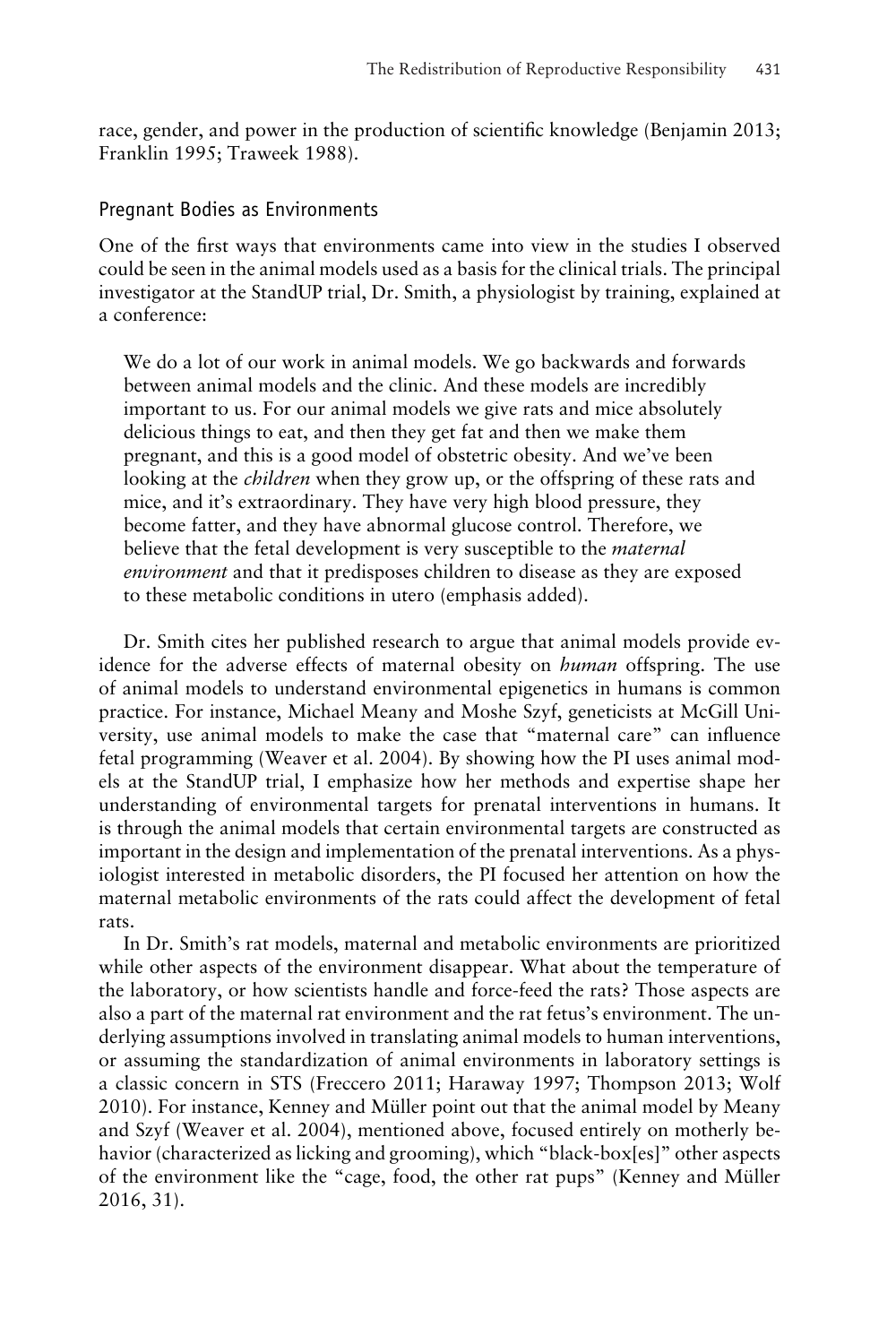race, gender, and power in the production of scientific knowledge (Benjamin 2013; Franklin 1995; Traweek 1988).

### Pregnant Bodies as Environments

One of the first ways that environments came into view in the studies I observed could be seen in the animal models used as a basis for the clinical trials. The principal investigator at the StandUP trial, Dr. Smith, a physiologist by training, explained at a conference:

> We do a lot of our work in animal models. We go backwards and forwards between animal models and the clinic. And these models are incredibly important to us. For our animal models we give rats and mice absolutely delicious things to eat, and then they get fat and then we make them pregnant, and this is a good model of obstetric obesity. And we've been looking at the *children* when they grow up, or the offspring of these rats and mice, and it's extraordinary. They have very high blood pressure, they become fatter, and they have abnormal glucose control. Therefore, we believe that the fetal development is very susceptible to the *maternal environment* and that it predisposes children to disease as they are exposed to these metabolic conditions in utero (emphasis added).

Dr. Smith cites her published research to argue that animal models provide evidence for the adverse effects of maternal obesity on *human* offspring. The use of animal models to understand environmental epigenetics in humans is common practice. For instance, Michael Meany and Moshe Szyf, geneticists at McGill University, use animal models to make the case that "maternal care" can influence fetal programming (Weaver et al. 2004). By showing how the PI uses animal models at the StandUP trial, I emphasize how her methods and expertise shape her understanding of environmental targets for prenatal interventions in humans. It is through the animal models that certain environmental targets are constructed as important in the design and implementation of the prenatal interventions. As a physiologist interested in metabolic disorders, the PI focused her attention on how the maternal metabolic environments of the rats could affect the development of fetal rats.

In Dr. Smith's rat models, maternal and metabolic environments are prioritized while other aspects of the environment disappear. What about the temperature of the laboratory, or how scientists handle and force-feed the rats? Those aspects are also a part of the maternal rat environment and the rat fetus's environment. The underlying assumptions involved in translating animal models to human interventions, or assuming the standardization of animal environments in laboratory settings is a classic concern in STS (Freccero 2011; Haraway 1997; Thompson 2013; Wolf 2010). For instance, Kenney and Müller point out that the animal model by Meany and Szyf (Weaver et al. 2004), mentioned above, focused entirely on motherly behavior (characterized as licking and grooming), which "black-box[es]" other aspects of the environment like the "cage, food, the other rat pups" (Kenney and Müller 2016, 31).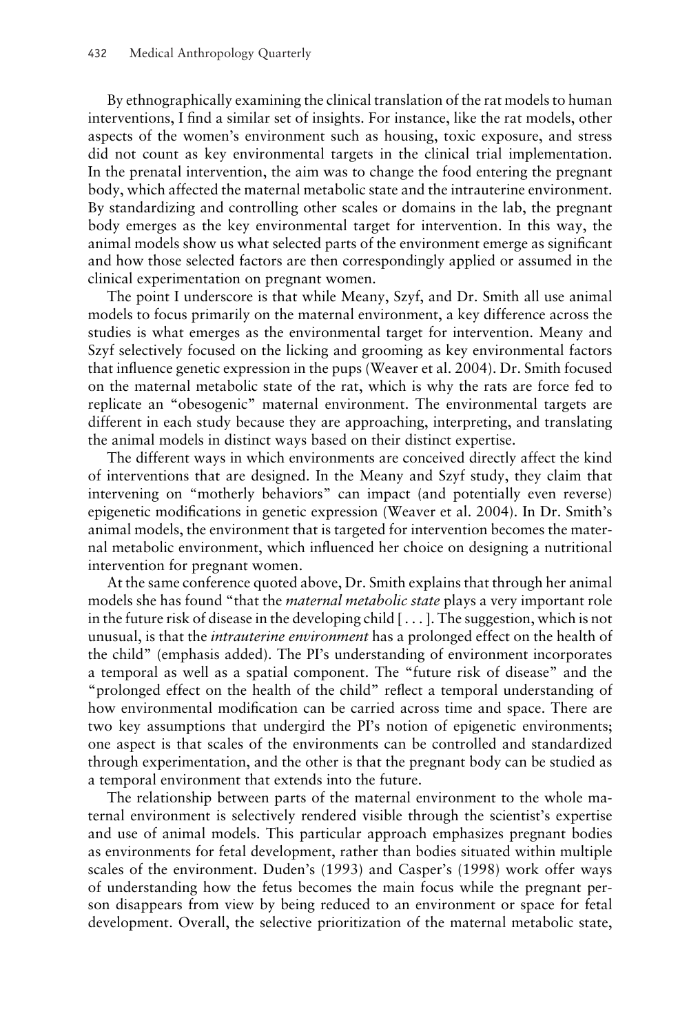By ethnographically examining the clinical translation of the rat models to human interventions, I find a similar set of insights. For instance, like the rat models, other aspects of the women's environment such as housing, toxic exposure, and stress did not count as key environmental targets in the clinical trial implementation. In the prenatal intervention, the aim was to change the food entering the pregnant body, which affected the maternal metabolic state and the intrauterine environment. By standardizing and controlling other scales or domains in the lab, the pregnant body emerges as the key environmental target for intervention. In this way, the animal models show us what selected parts of the environment emerge as significant and how those selected factors are then correspondingly applied or assumed in the clinical experimentation on pregnant women.

The point I underscore is that while Meany, Szyf, and Dr. Smith all use animal models to focus primarily on the maternal environment, a key difference across the studies is what emerges as the environmental target for intervention. Meany and Szyf selectively focused on the licking and grooming as key environmental factors that influence genetic expression in the pups (Weaver et al. 2004). Dr. Smith focused on the maternal metabolic state of the rat, which is why the rats are force fed to replicate an "obesogenic" maternal environment. The environmental targets are different in each study because they are approaching, interpreting, and translating the animal models in distinct ways based on their distinct expertise.

The different ways in which environments are conceived directly affect the kind of interventions that are designed. In the Meany and Szyf study, they claim that intervening on "motherly behaviors" can impact (and potentially even reverse) epigenetic modifications in genetic expression (Weaver et al. 2004). In Dr. Smith's animal models, the environment that is targeted for intervention becomes the maternal metabolic environment, which influenced her choice on designing a nutritional intervention for pregnant women.

At the same conference quoted above, Dr. Smith explains that through her animal models she has found "that the *maternal metabolic state* plays a very important role in the future risk of disease in the developing child [ . . . ]. The suggestion, which is not unusual, is that the *intrauterine environment* has a prolonged effect on the health of the child" (emphasis added). The PI's understanding of environment incorporates a temporal as well as a spatial component. The "future risk of disease" and the "prolonged effect on the health of the child" reflect a temporal understanding of how environmental modification can be carried across time and space. There are two key assumptions that undergird the PI's notion of epigenetic environments; one aspect is that scales of the environments can be controlled and standardized through experimentation, and the other is that the pregnant body can be studied as a temporal environment that extends into the future.

The relationship between parts of the maternal environment to the whole maternal environment is selectively rendered visible through the scientist's expertise and use of animal models. This particular approach emphasizes pregnant bodies as environments for fetal development, rather than bodies situated within multiple scales of the environment. Duden's (1993) and Casper's (1998) work offer ways of understanding how the fetus becomes the main focus while the pregnant person disappears from view by being reduced to an environment or space for fetal development. Overall, the selective prioritization of the maternal metabolic state,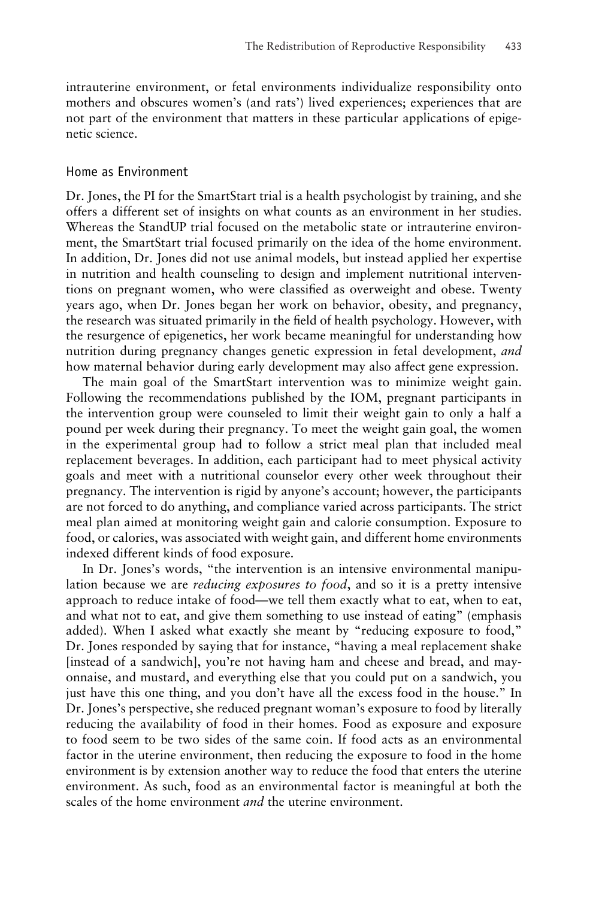intrauterine environment, or fetal environments individualize responsibility onto mothers and obscures women's (and rats') lived experiences; experiences that are not part of the environment that matters in these particular applications of epigenetic science.

### Home as Environment

Dr. Jones, the PI for the SmartStart trial is a health psychologist by training, and she offers a different set of insights on what counts as an environment in her studies. Whereas the StandUP trial focused on the metabolic state or intrauterine environment, the SmartStart trial focused primarily on the idea of the home environment. In addition, Dr. Jones did not use animal models, but instead applied her expertise in nutrition and health counseling to design and implement nutritional interventions on pregnant women, who were classified as overweight and obese. Twenty years ago, when Dr. Jones began her work on behavior, obesity, and pregnancy, the research was situated primarily in the field of health psychology. However, with the resurgence of epigenetics, her work became meaningful for understanding how nutrition during pregnancy changes genetic expression in fetal development, *and* how maternal behavior during early development may also affect gene expression.

The main goal of the SmartStart intervention was to minimize weight gain. Following the recommendations published by the IOM, pregnant participants in the intervention group were counseled to limit their weight gain to only a half a pound per week during their pregnancy. To meet the weight gain goal, the women in the experimental group had to follow a strict meal plan that included meal replacement beverages. In addition, each participant had to meet physical activity goals and meet with a nutritional counselor every other week throughout their pregnancy. The intervention is rigid by anyone's account; however, the participants are not forced to do anything, and compliance varied across participants. The strict meal plan aimed at monitoring weight gain and calorie consumption. Exposure to food, or calories, was associated with weight gain, and different home environments indexed different kinds of food exposure.

In Dr. Jones's words, "the intervention is an intensive environmental manipulation because we are *reducing exposures to food*, and so it is a pretty intensive approach to reduce intake of food—we tell them exactly what to eat, when to eat, and what not to eat, and give them something to use instead of eating" (emphasis added). When I asked what exactly she meant by "reducing exposure to food," Dr. Jones responded by saying that for instance, "having a meal replacement shake [instead of a sandwich], you're not having ham and cheese and bread, and mayonnaise, and mustard, and everything else that you could put on a sandwich, you just have this one thing, and you don't have all the excess food in the house." In Dr. Jones's perspective, she reduced pregnant woman's exposure to food by literally reducing the availability of food in their homes. Food as exposure and exposure to food seem to be two sides of the same coin. If food acts as an environmental factor in the uterine environment, then reducing the exposure to food in the home environment is by extension another way to reduce the food that enters the uterine environment. As such, food as an environmental factor is meaningful at both the scales of the home environment *and* the uterine environment.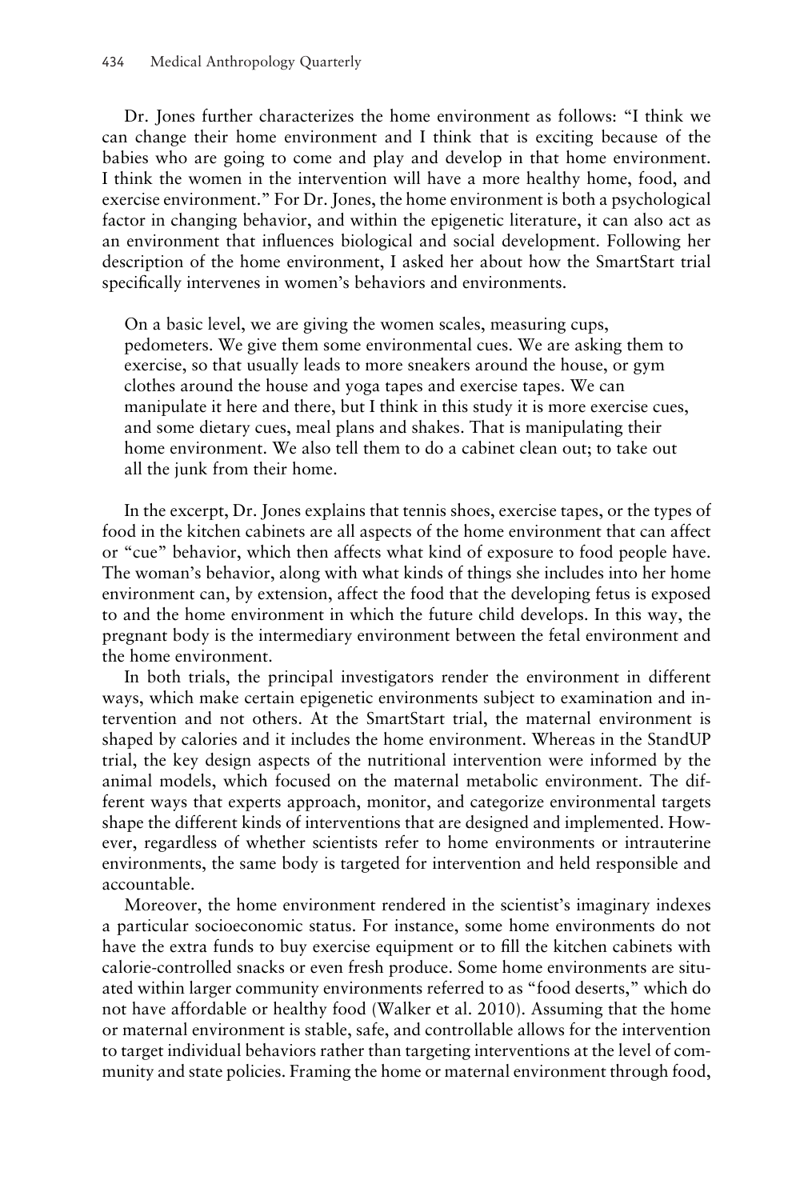Dr. Jones further characterizes the home environment as follows: “I think we can change their home environment and I think that is exciting because of the babies who are going to come and play and develop in that home environment. I think the women in the intervention will have a more healthy home, food, and exercise environment.” For Dr. Jones, the home environment is both a psychological factor in changing behavior, and within the epigenetic literature, it can also act as an environment that influences biological and social development. Following her description of the home environment, I asked her about how the SmartStart trial specifically intervenes in women’s behaviors and environments.

> On a basic level, we are giving the women scales, measuring cups, pedometers. We give them some environmental cues. We are asking them to exercise, so that usually leads to more sneakers around the house, or gym clothes around the house and yoga tapes and exercise tapes. We can manipulate it here and there, but I think in this study it is more exercise cues, and some dietary cues, meal plans and shakes. That is manipulating their home environment. We also tell them to do a cabinet clean out; to take out all the junk from their home.

In the excerpt, Dr. Jones explains that tennis shoes, exercise tapes, or the types of food in the kitchen cabinets are all aspects of the home environment that can affect or “cue” behavior, which then affects what kind of exposure to food people have. The woman’s behavior, along with what kinds of things she includes into her home environment can, by extension, affect the food that the developing fetus is exposed to and the home environment in which the future child develops. In this way, the pregnant body is the intermediary environment between the fetal environment and the home environment.

In both trials, the principal investigators render the environment in different ways, which make certain epigenetic environments subject to examination and intervention and not others. At the SmartStart trial, the maternal environment is shaped by calories and it includes the home environment. Whereas in the StandUP trial, the key design aspects of the nutritional intervention were informed by the animal models, which focused on the maternal metabolic environment. The different ways that experts approach, monitor, and categorize environmental targets shape the different kinds of interventions that are designed and implemented. However, regardless of whether scientists refer to home environments or intrauterine environments, the same body is targeted for intervention and held responsible and accountable.

Moreover, the home environment rendered in the scientist’s imaginary indexes a particular socioeconomic status. For instance, some home environments do not have the extra funds to buy exercise equipment or to fill the kitchen cabinets with calorie-controlled snacks or even fresh produce. Some home environments are situated within larger community environments referred to as “food deserts,” which do not have affordable or healthy food (Walker et al. 2010). Assuming that the home or maternal environment is stable, safe, and controllable allows for the intervention to target individual behaviors rather than targeting interventions at the level of community and state policies. Framing the home or maternal environment through food,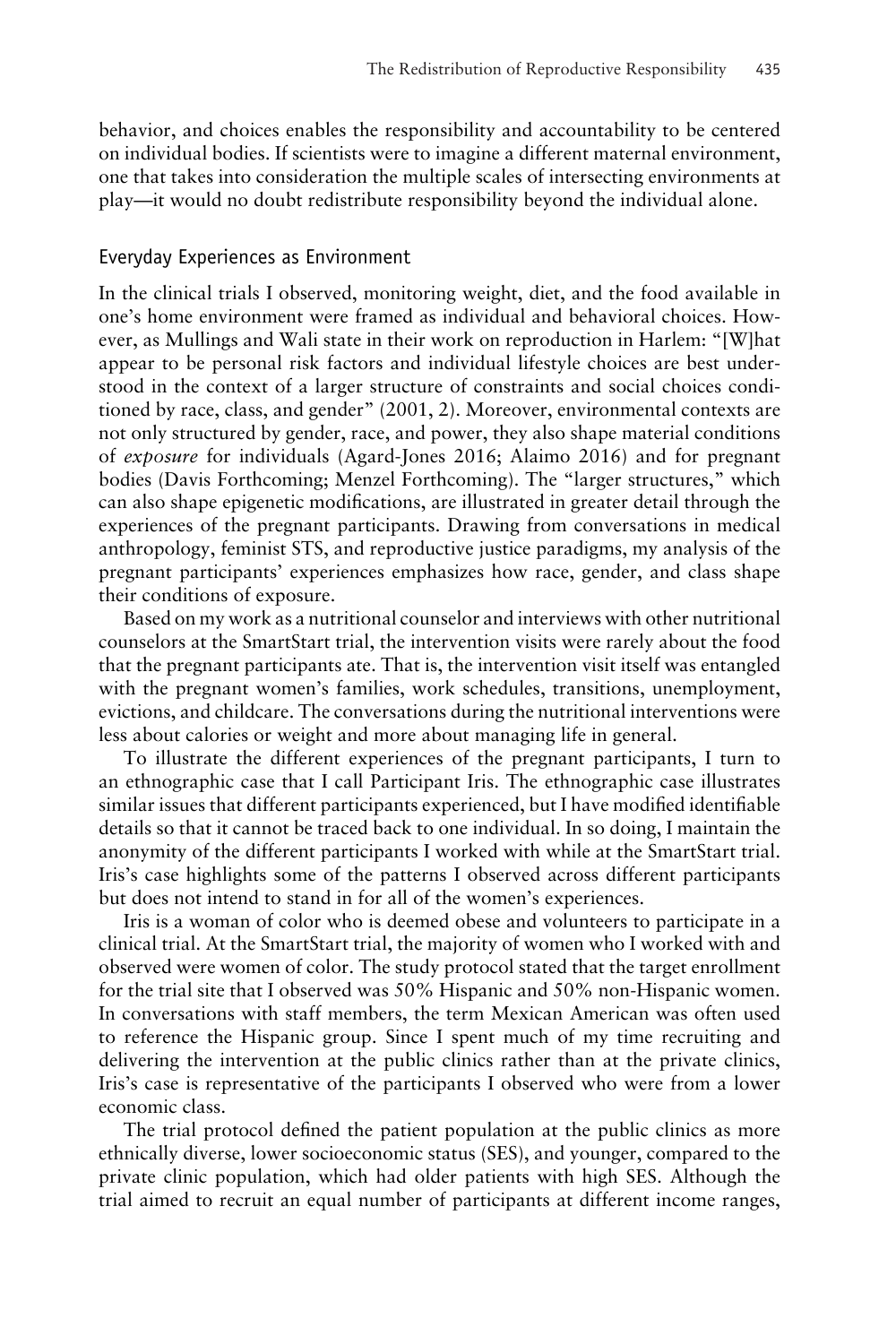behavior, and choices enables the responsibility and accountability to be centered on individual bodies. If scientists were to imagine a different maternal environment, one that takes into consideration the multiple scales of intersecting environments at play—it would no doubt redistribute responsibility beyond the individual alone.

## Everyday Experiences as Environment

In the clinical trials I observed, monitoring weight, diet, and the food available in one's home environment were framed as individual and behavioral choices. However, as Mullings and Wali state in their work on reproduction in Harlem: "[W]hat appear to be personal risk factors and individual lifestyle choices are best understood in the context of a larger structure of constraints and social choices conditioned by race, class, and gender" (2001, 2). Moreover, environmental contexts are not only structured by gender, race, and power, they also shape material conditions of *exposure* for individuals (Agard-Jones 2016; Alaimo 2016) and for pregnant bodies (Davis Forthcoming; Menzel Forthcoming). The "larger structures," which can also shape epigenetic modifications, are illustrated in greater detail through the experiences of the pregnant participants. Drawing from conversations in medical anthropology, feminist STS, and reproductive justice paradigms, my analysis of the pregnant participants' experiences emphasizes how race, gender, and class shape their conditions of exposure.

Based on my work as a nutritional counselor and interviews with other nutritional counselors at the SmartStart trial, the intervention visits were rarely about the food that the pregnant participants ate. That is, the intervention visit itself was entangled with the pregnant women's families, work schedules, transitions, unemployment, evictions, and childcare. The conversations during the nutritional interventions were less about calories or weight and more about managing life in general.

To illustrate the different experiences of the pregnant participants, I turn to an ethnographic case that I call Participant Iris. The ethnographic case illustrates similar issues that different participants experienced, but I have modified identifiable details so that it cannot be traced back to one individual. In so doing, I maintain the anonymity of the different participants I worked with while at the SmartStart trial. Iris's case highlights some of the patterns I observed across different participants but does not intend to stand in for all of the women's experiences.

Iris is a woman of color who is deemed obese and volunteers to participate in a clinical trial. At the SmartStart trial, the majority of women who I worked with and observed were women of color. The study protocol stated that the target enrollment for the trial site that I observed was 50% Hispanic and 50% non-Hispanic women. In conversations with staff members, the term Mexican American was often used to reference the Hispanic group. Since I spent much of my time recruiting and delivering the intervention at the public clinics rather than at the private clinics, Iris's case is representative of the participants I observed who were from a lower economic class.

The trial protocol defined the patient population at the public clinics as more ethnically diverse, lower socioeconomic status (SES), and younger, compared to the private clinic population, which had older patients with high SES. Although the trial aimed to recruit an equal number of participants at different income ranges,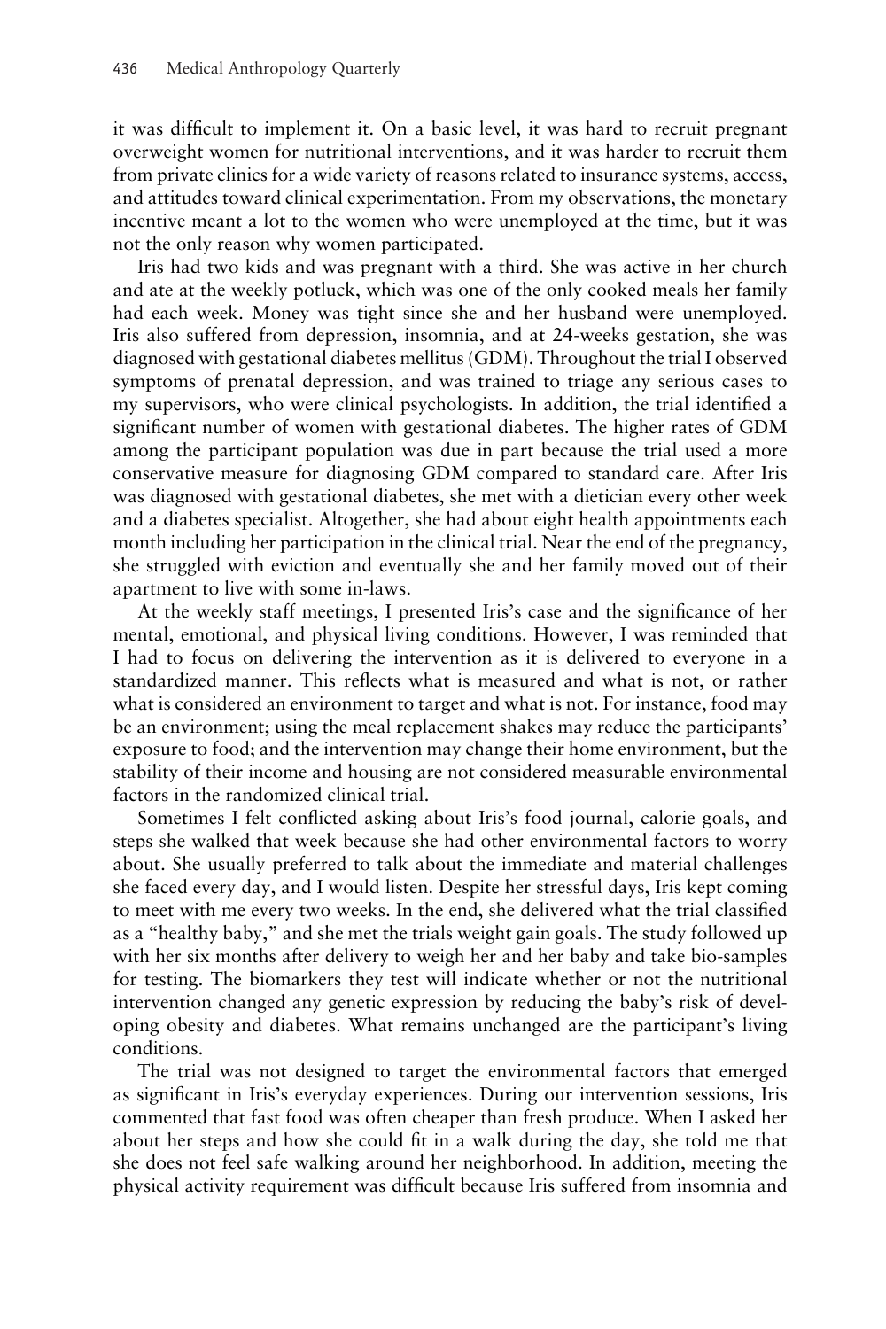it was difficult to implement it. On a basic level, it was hard to recruit pregnant overweight women for nutritional interventions, and it was harder to recruit them from private clinics for a wide variety of reasons related to insurance systems, access, and attitudes toward clinical experimentation. From my observations, the monetary incentive meant a lot to the women who were unemployed at the time, but it was not the only reason why women participated.

Iris had two kids and was pregnant with a third. She was active in her church and ate at the weekly potluck, which was one of the only cooked meals her family had each week. Money was tight since she and her husband were unemployed. Iris also suffered from depression, insomnia, and at 24-weeks gestation, she was diagnosed with gestational diabetes mellitus (GDM). Throughout the trial I observed symptoms of prenatal depression, and was trained to triage any serious cases to my supervisors, who were clinical psychologists. In addition, the trial identified a significant number of women with gestational diabetes. The higher rates of GDM among the participant population was due in part because the trial used a more conservative measure for diagnosing GDM compared to standard care. After Iris was diagnosed with gestational diabetes, she met with a dietician every other week and a diabetes specialist. Altogether, she had about eight health appointments each month including her participation in the clinical trial. Near the end of the pregnancy, she struggled with eviction and eventually she and her family moved out of their apartment to live with some in-laws.

At the weekly staff meetings, I presented Iris's case and the significance of her mental, emotional, and physical living conditions. However, I was reminded that I had to focus on delivering the intervention as it is delivered to everyone in a standardized manner. This reflects what is measured and what is not, or rather what is considered an environment to target and what is not. For instance, food may be an environment; using the meal replacement shakes may reduce the participants' exposure to food; and the intervention may change their home environment, but the stability of their income and housing are not considered measurable environmental factors in the randomized clinical trial.

Sometimes I felt conflicted asking about Iris's food journal, calorie goals, and steps she walked that week because she had other environmental factors to worry about. She usually preferred to talk about the immediate and material challenges she faced every day, and I would listen. Despite her stressful days, Iris kept coming to meet with me every two weeks. In the end, she delivered what the trial classified as a "healthy baby," and she met the trials weight gain goals. The study followed up with her six months after delivery to weigh her and her baby and take bio-samples for testing. The biomarkers they test will indicate whether or not the nutritional intervention changed any genetic expression by reducing the baby's risk of developing obesity and diabetes. What remains unchanged are the participant's living conditions.

The trial was not designed to target the environmental factors that emerged as significant in Iris's everyday experiences. During our intervention sessions, Iris commented that fast food was often cheaper than fresh produce. When I asked her about her steps and how she could fit in a walk during the day, she told me that she does not feel safe walking around her neighborhood. In addition, meeting the physical activity requirement was difficult because Iris suffered from insomnia and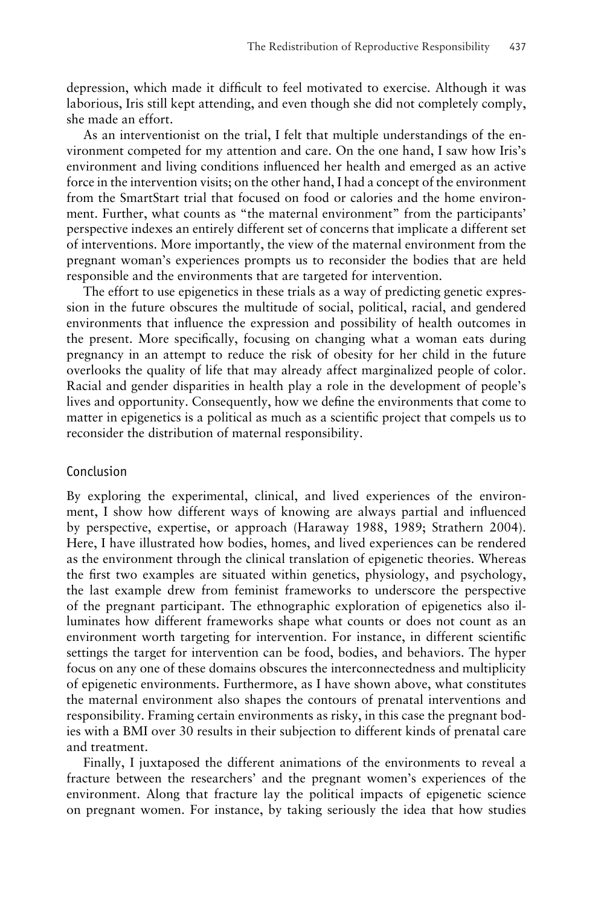depression, which made it difficult to feel motivated to exercise. Although it was laborious, Iris still kept attending, and even though she did not completely comply, she made an effort.

As an interventionist on the trial, I felt that multiple understandings of the environment competed for my attention and care. On the one hand, I saw how Iris's environment and living conditions influenced her health and emerged as an active force in the intervention visits; on the other hand, I had a concept of the environment from the SmartStart trial that focused on food or calories and the home environment. Further, what counts as "the maternal environment" from the participants' perspective indexes an entirely different set of concerns that implicate a different set of interventions. More importantly, the view of the maternal environment from the pregnant woman's experiences prompts us to reconsider the bodies that are held responsible and the environments that are targeted for intervention.

The effort to use epigenetics in these trials as a way of predicting genetic expression in the future obscures the multitude of social, political, racial, and gendered environments that influence the expression and possibility of health outcomes in the present. More specifically, focusing on changing what a woman eats during pregnancy in an attempt to reduce the risk of obesity for her child in the future overlooks the quality of life that may already affect marginalized people of color. Racial and gender disparities in health play a role in the development of people's lives and opportunity. Consequently, how we define the environments that come to matter in epigenetics is a political as much as a scientific project that compels us to reconsider the distribution of maternal responsibility.

## Conclusion

By exploring the experimental, clinical, and lived experiences of the environment, I show how different ways of knowing are always partial and influenced by perspective, expertise, or approach (Haraway 1988, 1989; Strathern 2004). Here, I have illustrated how bodies, homes, and lived experiences can be rendered as the environment through the clinical translation of epigenetic theories. Whereas the first two examples are situated within genetics, physiology, and psychology, the last example drew from feminist frameworks to underscore the perspective of the pregnant participant. The ethnographic exploration of epigenetics also illuminates how different frameworks shape what counts or does not count as an environment worth targeting for intervention. For instance, in different scientific settings the target for intervention can be food, bodies, and behaviors. The hyper focus on any one of these domains obscures the interconnectedness and multiplicity of epigenetic environments. Furthermore, as I have shown above, what constitutes the maternal environment also shapes the contours of prenatal interventions and responsibility. Framing certain environments as risky, in this case the pregnant bodies with a BMI over 30 results in their subjection to different kinds of prenatal care and treatment.

Finally, I juxtaposed the different animations of the environments to reveal a fracture between the researchers' and the pregnant women's experiences of the environment. Along that fracture lay the political impacts of epigenetic science on pregnant women. For instance, by taking seriously the idea that how studies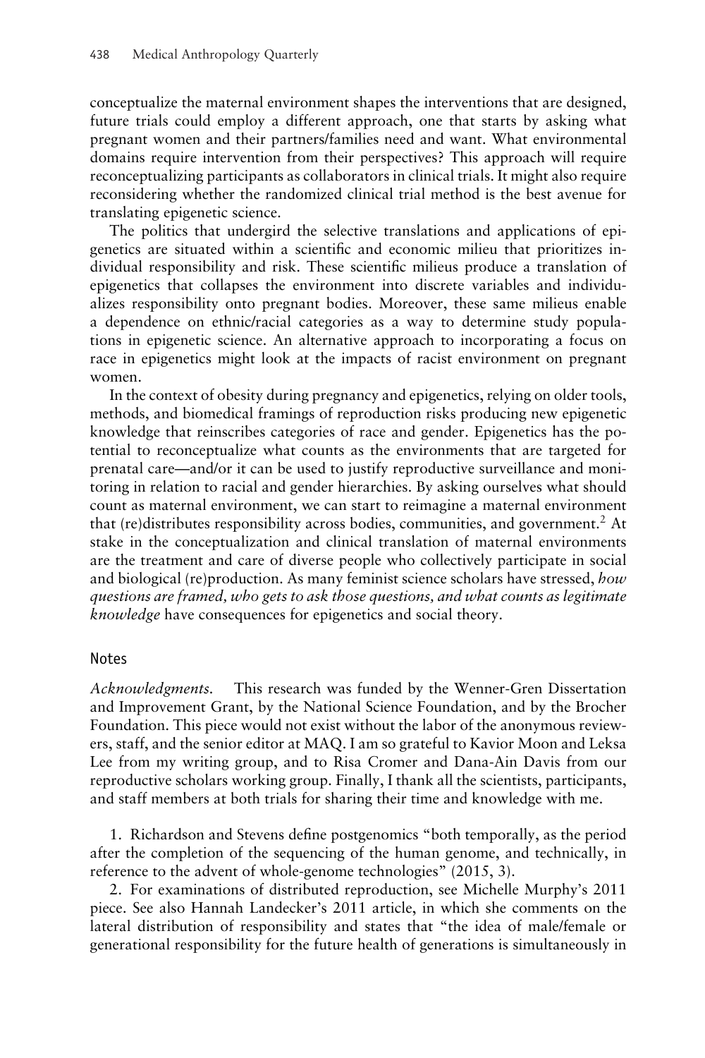conceptualize the maternal environment shapes the interventions that are designed, future trials could employ a different approach, one that starts by asking what pregnant women and their partners/families need and want. What environmental domains require intervention from their perspectives? This approach will require reconceptualizing participants as collaborators in clinical trials. It might also require reconsidering whether the randomized clinical trial method is the best avenue for translating epigenetic science.

The politics that undergird the selective translations and applications of epigenetics are situated within a scientific and economic milieu that prioritizes individual responsibility and risk. These scientific milieus produce a translation of epigenetics that collapses the environment into discrete variables and individualizes responsibility onto pregnant bodies. Moreover, these same milieus enable a dependence on ethnic/racial categories as a way to determine study populations in epigenetic science. An alternative approach to incorporating a focus on race in epigenetics might look at the impacts of racist environment on pregnant women.

In the context of obesity during pregnancy and epigenetics, relying on older tools, methods, and biomedical framings of reproduction risks producing new epigenetic knowledge that reinscribes categories of race and gender. Epigenetics has the potential to reconceptualize what counts as the environments that are targeted for prenatal care—and/or it can be used to justify reproductive surveillance and monitoring in relation to racial and gender hierarchies. By asking ourselves what should count as maternal environment, we can start to reimagine a maternal environment that (re)distributes responsibility across bodies, communities, and government.[2] At stake in the conceptualization and clinical translation of maternal environments are the treatment and care of diverse people who collectively participate in social and biological (re)production. As many feminist science scholars have stressed, *how questions are framed, who gets to ask those questions, and what counts as legitimate knowledge* have consequences for epigenetics and social theory.

## Notes

*Acknowledgments.* This research was funded by the Wenner-Gren Dissertation and Improvement Grant, by the National Science Foundation, and by the Brocher Foundation. This piece would not exist without the labor of the anonymous reviewers, staff, and the senior editor at MAQ. I am so grateful to Kavior Moon and Leksa Lee from my writing group, and to Risa Cromer and Dana-Ain Davis from our reproductive scholars working group. Finally, I thank all the scientists, participants, and staff members at both trials for sharing their time and knowledge with me.

1. Richardson and Stevens define postgenomics "both temporally, as the period after the completion of the sequencing of the human genome, and technically, in reference to the advent of whole-genome technologies" (2015, 3).

2. For examinations of distributed reproduction, see Michelle Murphy's 2011 piece. See also Hannah Landecker's 2011 article, in which she comments on the lateral distribution of responsibility and states that "the idea of male/female or generational responsibility for the future health of generations is simultaneously in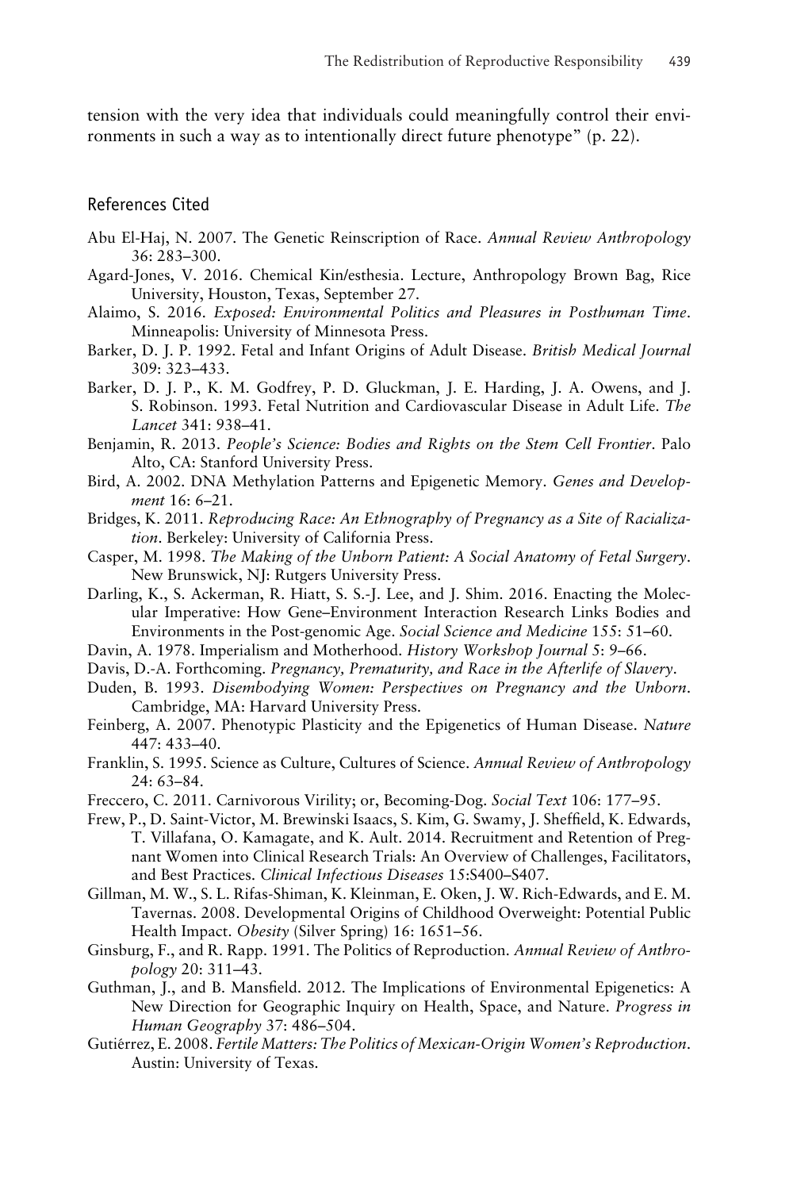tension with the very idea that individuals could meaningfully control their environments in such a way as to intentionally direct future phenotype" (p. 22).

## References Cited

Abu El-Haj, N. 2007. The Genetic Reinscription of Race. *Annual Review Anthropology* 36: 283–300.

Agard-Jones, V. 2016. Chemical Kin/esthesia. Lecture, Anthropology Brown Bag, Rice University, Houston, Texas, September 27.

Alaimo, S. 2016. *Exposed: Environmental Politics and Pleasures in Posthuman Time*. Minneapolis: University of Minnesota Press.

Barker, D. J. P. 1992. Fetal and Infant Origins of Adult Disease. *British Medical Journal* 309: 323–433.

Barker, D. J. P., K. M. Godfrey, P. D. Gluckman, J. E. Harding, J. A. Owens, and J. S. Robinson. 1993. Fetal Nutrition and Cardiovascular Disease in Adult Life. *The Lancet* 341: 938–41.

Benjamin, R. 2013. *People's Science: Bodies and Rights on the Stem Cell Frontier*. Palo Alto, CA: Stanford University Press.

Bird, A. 2002. DNA Methylation Patterns and Epigenetic Memory. *Genes and Development* 16: 6–21.

Bridges, K. 2011. *Reproducing Race: An Ethnography of Pregnancy as a Site of Racialization*. Berkeley: University of California Press.

Casper, M. 1998. *The Making of the Unborn Patient: A Social Anatomy of Fetal Surgery*. New Brunswick, NJ: Rutgers University Press.

Darling, K., S. Ackerman, R. Hiatt, S. S.-J. Lee, and J. Shim. 2016. Enacting the Molecular Imperative: How Gene–Environment Interaction Research Links Bodies and Environments in the Post-genomic Age. *Social Science and Medicine* 155: 51–60.

Davin, A. 1978. Imperialism and Motherhood. *History Workshop Journal* 5: 9–66.

Davis, D.-A. Forthcoming. *Pregnancy, Prematurity, and Race in the Afterlife of Slavery*.

Duden, B. 1993. *Disembodying Women: Perspectives on Pregnancy and the Unborn*. Cambridge, MA: Harvard University Press.

Feinberg, A. 2007. Phenotypic Plasticity and the Epigenetics of Human Disease. *Nature* 447: 433–40.

Franklin, S. 1995. Science as Culture, Cultures of Science. *Annual Review of Anthropology* 24: 63–84.

Freccero, C. 2011. Carnivorous Virility; or, Becoming-Dog. *Social Text* 106: 177–95.

Frew, P., D. Saint-Victor, M. Brewinski Isaacs, S. Kim, G. Swamy, J. Sheffield, K. Edwards, T. Villafana, O. Kamagate, and K. Ault. 2014. Recruitment and Retention of Pregnant Women into Clinical Research Trials: An Overview of Challenges, Facilitators, and Best Practices. *Clinical Infectious Diseases* 15:S400–S407.

Gillman, M. W., S. L. Rifas-Shiman, K. Kleinman, E. Oken, J. W. Rich-Edwards, and E. M. Tavernas. 2008. Developmental Origins of Childhood Overweight: Potential Public Health Impact. *Obesity* (Silver Spring) 16: 1651–56.

Ginsburg, F., and R. Rapp. 1991. The Politics of Reproduction. *Annual Review of Anthropology* 20: 311–43.

Guthman, J., and B. Mansfield. 2012. The Implications of Environmental Epigenetics: A New Direction for Geographic Inquiry on Health, Space, and Nature. *Progress in Human Geography* 37: 486–504.

Gutiérrez, E. 2008. *Fertile Matters: The Politics of Mexican-Origin Women's Reproduction*. Austin: University of Texas.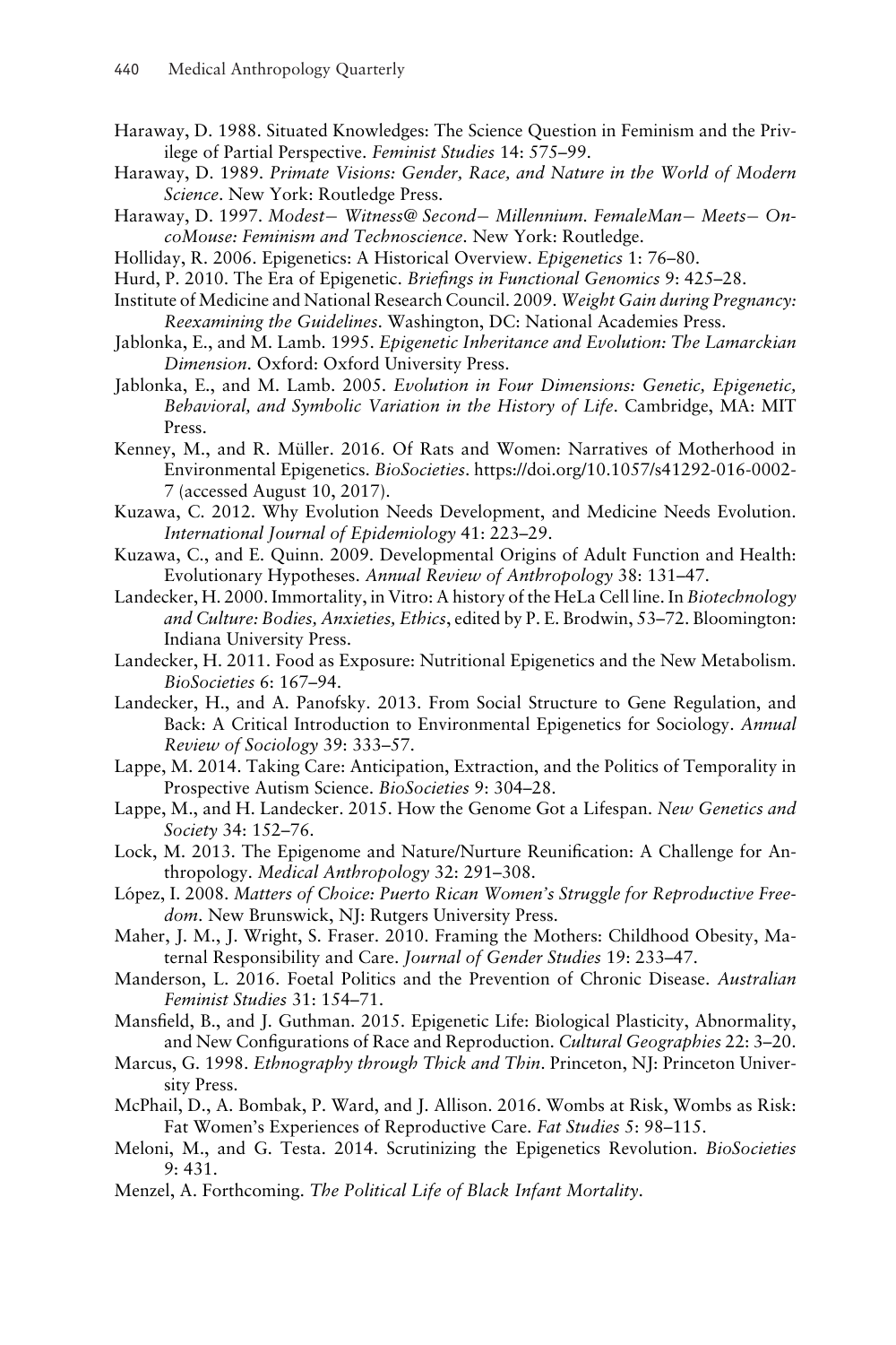Haraway, D. 1988. Situated Knowledges: The Science Question in Feminism and the Privilege of Partial Perspective. *Feminist Studies* 14: 575–99.

Haraway, D. 1989. *Primate Visions: Gender, Race, and Nature in the World of Modern Science*. New York: Routledge Press.

Haraway, D. 1997. *Modest− Witness@ Second− Millennium. FemaleMan− Meets− OncoMouse: Feminism and Technoscience*. New York: Routledge.

Holliday, R. 2006. Epigenetics: A Historical Overview. *Epigenetics* 1: 76–80.

Hurd, P. 2010. The Era of Epigenetic. *Briefings in Functional Genomics* 9: 425–28.

Institute of Medicine and National Research Council. 2009. *Weight Gain during Pregnancy: Reexamining the Guidelines*. Washington, DC: National Academies Press.

Jablonka, E., and M. Lamb. 1995. *Epigenetic Inheritance and Evolution: The Lamarckian Dimension*. Oxford: Oxford University Press.

Jablonka, E., and M. Lamb. 2005. *Evolution in Four Dimensions: Genetic, Epigenetic, Behavioral, and Symbolic Variation in the History of Life*. Cambridge, MA: MIT Press.

Kenney, M., and R. Müller. 2016. Of Rats and Women: Narratives of Motherhood in Environmental Epigenetics. *BioSocieties*. https://doi.org/10.1057/s41292-016-0002-7 (accessed August 10, 2017).

Kuzawa, C. 2012. Why Evolution Needs Development, and Medicine Needs Evolution. *International Journal of Epidemiology* 41: 223–29.

Kuzawa, C., and E. Quinn. 2009. Developmental Origins of Adult Function and Health: Evolutionary Hypotheses. *Annual Review of Anthropology* 38: 131–47.

Landecker, H. 2000. Immortality, in Vitro: A history of the HeLa Cell line. In *Biotechnology and Culture: Bodies, Anxieties, Ethics*, edited by P. E. Brodwin, 53–72. Bloomington: Indiana University Press.

Landecker, H. 2011. Food as Exposure: Nutritional Epigenetics and the New Metabolism. *BioSocieties* 6: 167–94.

Landecker, H., and A. Panofsky. 2013. From Social Structure to Gene Regulation, and Back: A Critical Introduction to Environmental Epigenetics for Sociology. *Annual Review of Sociology* 39: 333–57.

Lappe, M. 2014. Taking Care: Anticipation, Extraction, and the Politics of Temporality in Prospective Autism Science. *BioSocieties* 9: 304–28.

Lappe, M., and H. Landecker. 2015. How the Genome Got a Lifespan. *New Genetics and Society* 34: 152–76.

Lock, M. 2013. The Epigenome and Nature/Nurture Reunification: A Challenge for Anthropology. *Medical Anthropology* 32: 291–308.

López, I. 2008. *Matters of Choice: Puerto Rican Women's Struggle for Reproductive Freedom*. New Brunswick, NJ: Rutgers University Press.

Maher, J. M., J. Wright, S. Fraser. 2010. Framing the Mothers: Childhood Obesity, Maternal Responsibility and Care. *Journal of Gender Studies* 19: 233–47.

Manderson, L. 2016. Foetal Politics and the Prevention of Chronic Disease. *Australian Feminist Studies* 31: 154–71.

Mansfield, B., and J. Guthman. 2015. Epigenetic Life: Biological Plasticity, Abnormality, and New Configurations of Race and Reproduction. *Cultural Geographies* 22: 3–20.

Marcus, G. 1998. *Ethnography through Thick and Thin*. Princeton, NJ: Princeton University Press.

McPhail, D., A. Bombak, P. Ward, and J. Allison. 2016. Wombs at Risk, Wombs as Risk: Fat Women's Experiences of Reproductive Care. *Fat Studies* 5: 98–115.

Meloni, M., and G. Testa. 2014. Scrutinizing the Epigenetics Revolution. *BioSocieties* 9: 431.

Menzel, A. Forthcoming. *The Political Life of Black Infant Mortality*.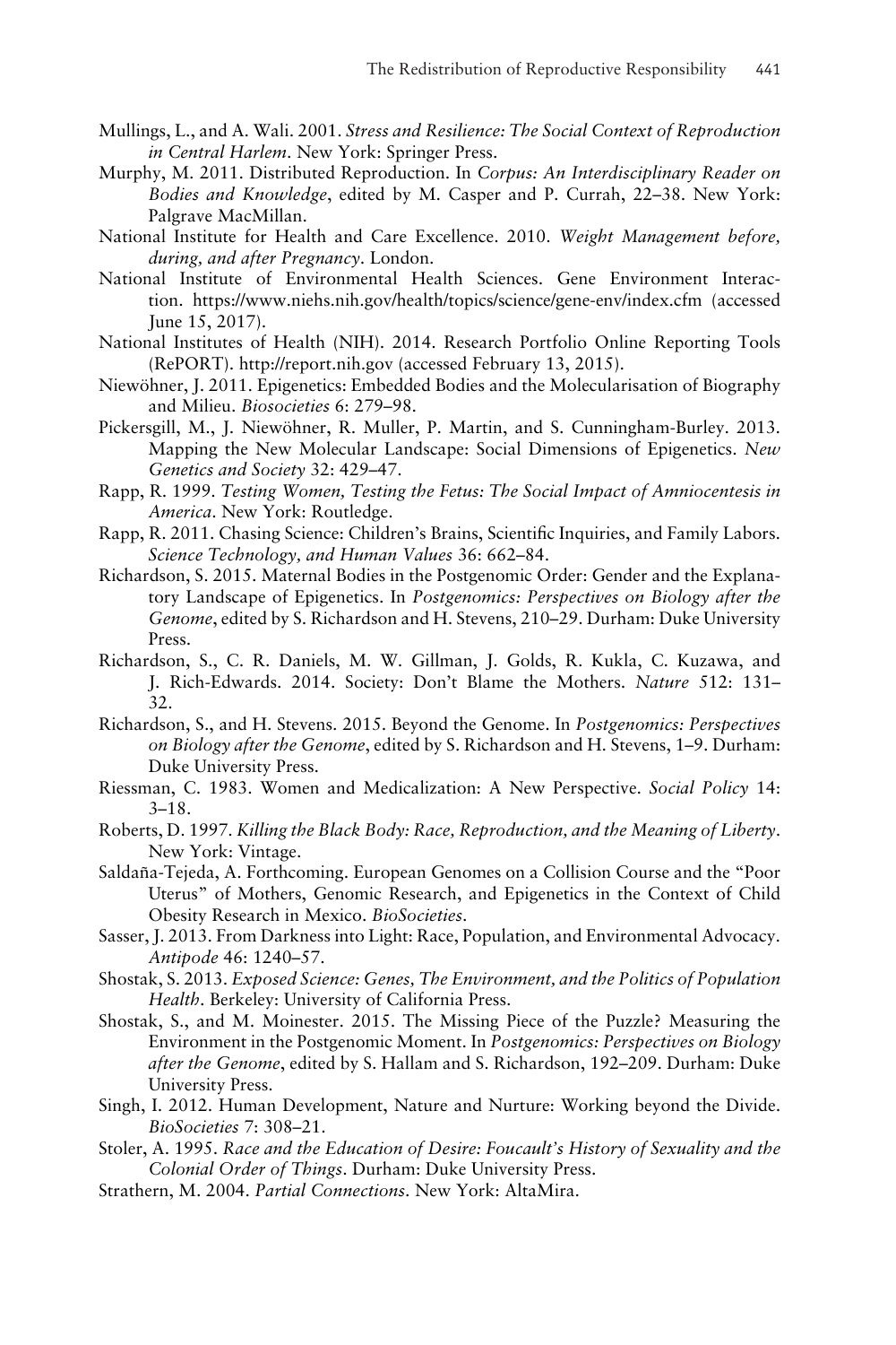Mullings, L., and A. Wali. 2001. *Stress and Resilience: The Social Context of Reproduction in Central Harlem*. New York: Springer Press.

Murphy, M. 2011. Distributed Reproduction. In *Corpus: An Interdisciplinary Reader on Bodies and Knowledge*, edited by M. Casper and P. Currah, 22–38. New York: Palgrave MacMillan.

National Institute for Health and Care Excellence. 2010. *Weight Management before, during, and after Pregnancy*. London.

National Institute of Environmental Health Sciences. Gene Environment Interaction. https://www.niehs.nih.gov/health/topics/science/gene-env/index.cfm (accessed June 15, 2017).

National Institutes of Health (NIH). 2014. Research Portfolio Online Reporting Tools (RePORT). http://report.nih.gov (accessed February 13, 2015).

Niewöhner, J. 2011. Epigenetics: Embedded Bodies and the Molecularisation of Biography and Milieu. *Biosocieties* 6: 279–98.

Pickersgill, M., J. Niewöhner, R. Muller, P. Martin, and S. Cunningham-Burley. 2013. Mapping the New Molecular Landscape: Social Dimensions of Epigenetics. *New Genetics and Society* 32: 429–47.

Rapp, R. 1999. *Testing Women, Testing the Fetus: The Social Impact of Amniocentesis in America*. New York: Routledge.

Rapp, R. 2011. Chasing Science: Children's Brains, Scientific Inquiries, and Family Labors. *Science Technology, and Human Values* 36: 662–84.

Richardson, S. 2015. Maternal Bodies in the Postgenomic Order: Gender and the Explanatory Landscape of Epigenetics. In *Postgenomics: Perspectives on Biology after the Genome*, edited by S. Richardson and H. Stevens, 210–29. Durham: Duke University Press.

Richardson, S., C. R. Daniels, M. W. Gillman, J. Golds, R. Kukla, C. Kuzawa, and J. Rich-Edwards. 2014. Society: Don't Blame the Mothers. *Nature* 512: 131–32.

Richardson, S., and H. Stevens. 2015. Beyond the Genome. In *Postgenomics: Perspectives on Biology after the Genome*, edited by S. Richardson and H. Stevens, 1–9. Durham: Duke University Press.

Riessman, C. 1983. Women and Medicalization: A New Perspective. *Social Policy* 14: 3–18.

Roberts, D. 1997. *Killing the Black Body: Race, Reproduction, and the Meaning of Liberty*. New York: Vintage.

Saldaña-Tejeda, A. Forthcoming. European Genomes on a Collision Course and the "Poor Uterus" of Mothers, Genomic Research, and Epigenetics in the Context of Child Obesity Research in Mexico. *BioSocieties*.

Sasser, J. 2013. From Darkness into Light: Race, Population, and Environmental Advocacy. *Antipode* 46: 1240–57.

Shostak, S. 2013. *Exposed Science: Genes, The Environment, and the Politics of Population Health*. Berkeley: University of California Press.

Shostak, S., and M. Moinester. 2015. The Missing Piece of the Puzzle? Measuring the Environment in the Postgenomic Moment. In *Postgenomics: Perspectives on Biology after the Genome*, edited by S. Hallam and S. Richardson, 192–209. Durham: Duke University Press.

Singh, I. 2012. Human Development, Nature and Nurture: Working beyond the Divide. *BioSocieties* 7: 308–21.

Stoler, A. 1995. *Race and the Education of Desire: Foucault's History of Sexuality and the Colonial Order of Things*. Durham: Duke University Press.

Strathern, M. 2004. *Partial Connections*. New York: AltaMira.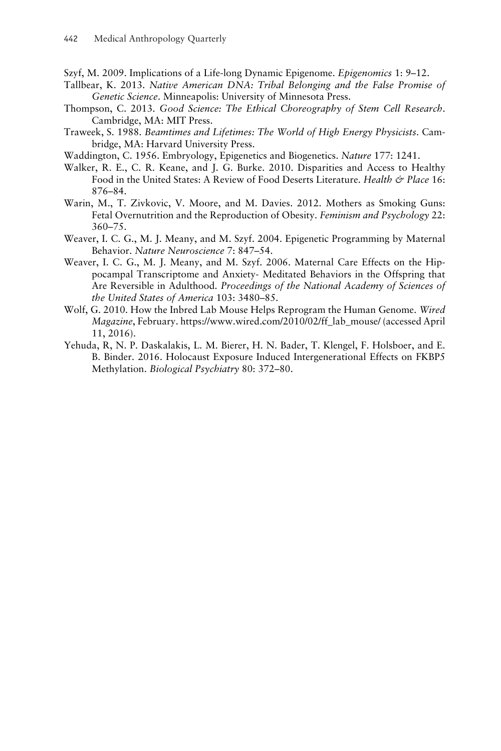Szyf, M. 2009. Implications of a Life-long Dynamic Epigenome. *Epigenomics* 1: 9–12.

Tallbear, K. 2013. *Native American DNA: Tribal Belonging and the False Promise of Genetic Science*. Minneapolis: University of Minnesota Press.

Thompson, C. 2013. *Good Science: The Ethical Choreography of Stem Cell Research*. Cambridge, MA: MIT Press.

Traweek, S. 1988. *Beamtimes and Lifetimes: The World of High Energy Physicists*. Cambridge, MA: Harvard University Press.

Waddington, C. 1956. Embryology, Epigenetics and Biogenetics. *Nature* 177: 1241.

Walker, R. E., C. R. Keane, and J. G. Burke. 2010. Disparities and Access to Healthy Food in the United States: A Review of Food Deserts Literature. *Health & Place* 16: 876–84.

Warin, M., T. Zivkovic, V. Moore, and M. Davies. 2012. Mothers as Smoking Guns: Fetal Overnutrition and the Reproduction of Obesity. *Feminism and Psychology* 22: 360–75.

Weaver, I. C. G., M. J. Meany, and M. Szyf. 2004. Epigenetic Programming by Maternal Behavior. *Nature Neuroscience* 7: 847–54.

Weaver, I. C. G., M. J. Meany, and M. Szyf. 2006. Maternal Care Effects on the Hippocampal Transcriptome and Anxiety- Meditated Behaviors in the Offspring that Are Reversible in Adulthood. *Proceedings of the National Academy of Sciences of the United States of America* 103: 3480–85.

Wolf, G. 2010. How the Inbred Lab Mouse Helps Reprogram the Human Genome. *Wired Magazine*, February. https://www.wired.com/2010/02/ff_lab_mouse/ (accessed April 11, 2016).

Yehuda, R, N. P. Daskalakis, L. M. Bierer, H. N. Bader, T. Klengel, F. Holsboer, and E. B. Binder. 2016. Holocaust Exposure Induced Intergenerational Effects on FKBP5 Methylation. *Biological Psychiatry* 80: 372–80.